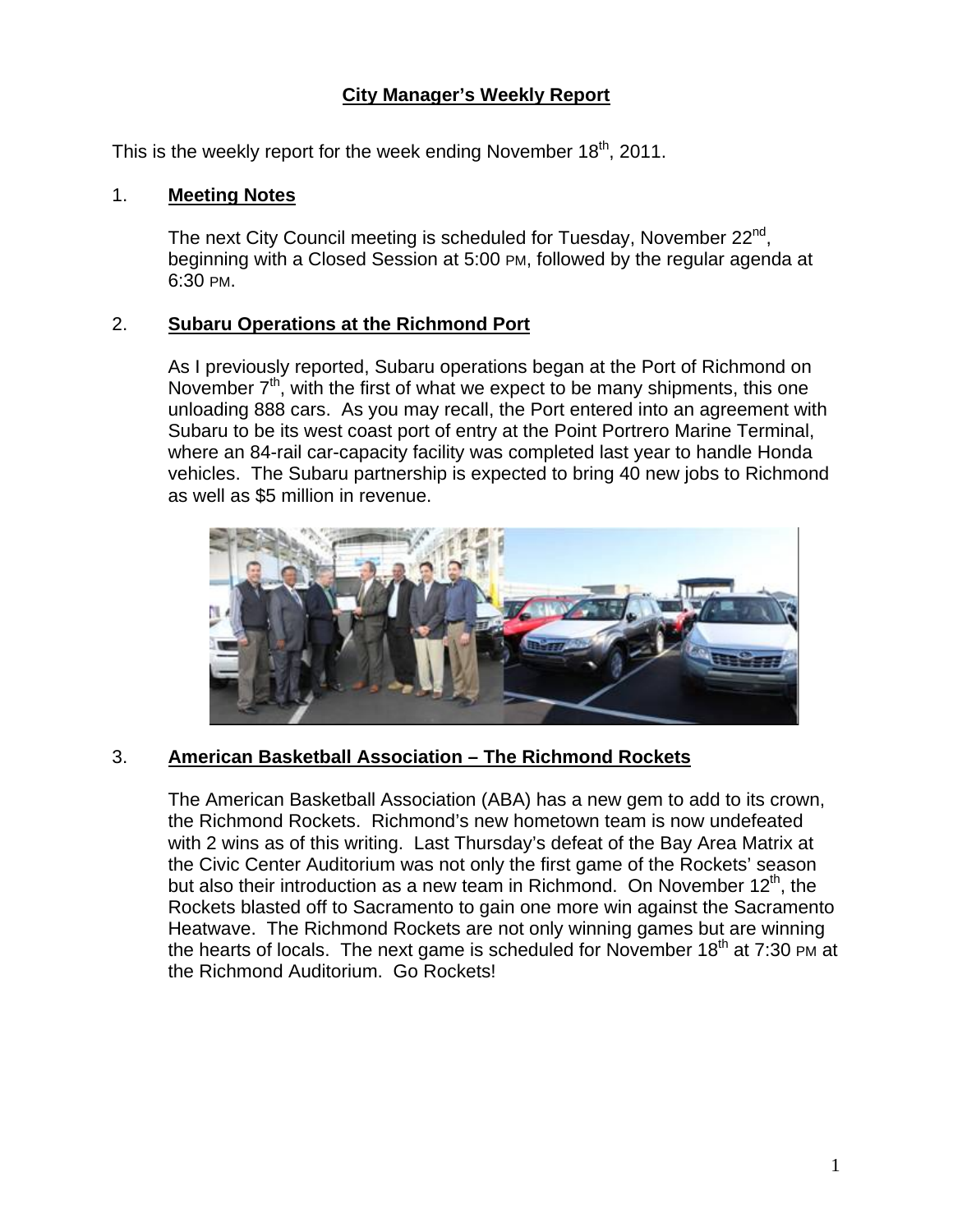# City Manager's Weekly Report

This is the weekly report for the week ending November 18th, 2011.

## 1. Meeting Notes

The next City Council meeting is scheduled for Tuesday, November 22nd, beginning with a Closed Session at 5:00 PM, followed by the regular agenda at 6:30 PM.

## 2. Subaru Operations at the Richmond Port

As I previously reported, Subaru operations began at the Port of Richmond on November 7th, with the first of what we expect to be many shipments, this one unloading 888 cars. As you may recall, the Port entered into an agreement with Subaru to be its west coast port of entry at the Point Portrero Marine Terminal, where an 84-rail car-capacity facility was completed last year to handle Honda vehicles. The Subaru partnership is expected to bring 40 new jobs to Richmond as well as $5 million in revenue.

## 3. American Basketball Association – The Richmond Rockets

The American Basketball Association (ABA) has a new gem to add to its crown, the Richmond Rockets. Richmond's new hometown team is now undefeated with 2 wins as of this writing. Last Thursday's defeat of the Bay Area Matrix at the Civic Center Auditorium was not only the first game of the Rockets' season but also their introduction as a new team in Richmond. On November 12th, the Rockets blasted off to Sacramento to gain one more win against the Sacramento Heatwave. The Richmond Rockets are not only winning games but are winning the hearts of locals. The next game is scheduled for November 18th at 7:30 PM at the Richmond Auditorium. Go Rockets!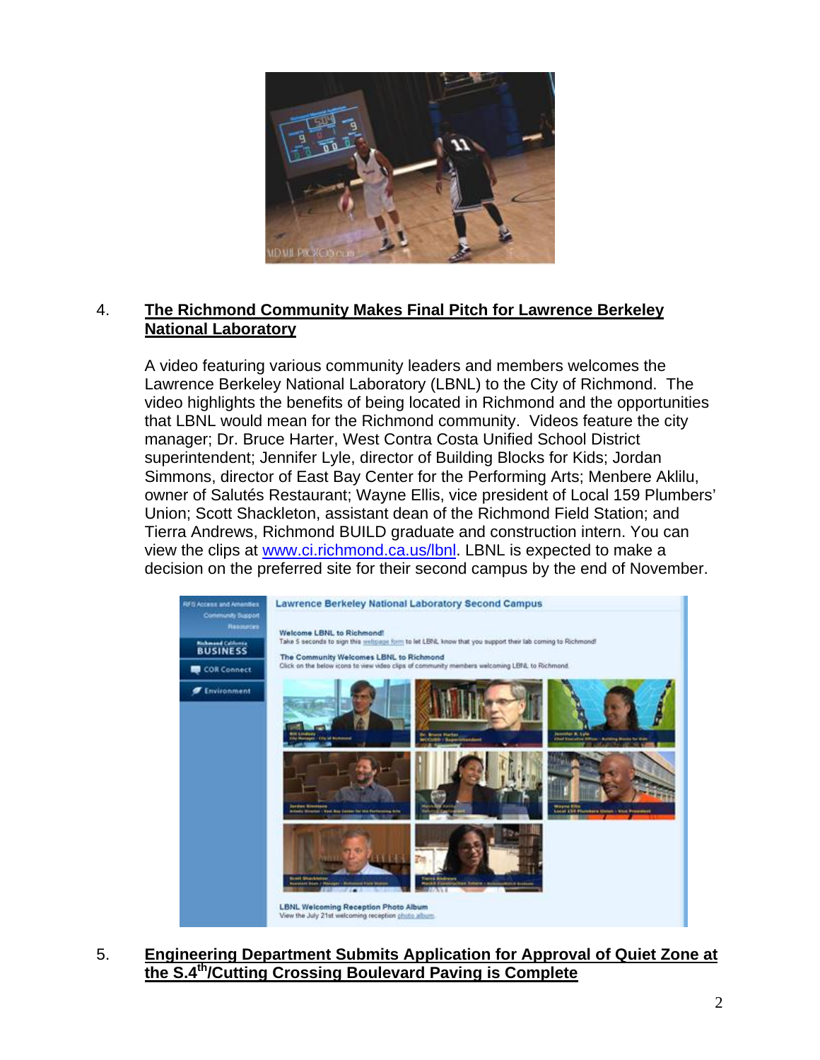4. **The Richmond Community Makes Final Pitch for Lawrence Berkeley National Laboratory**

   A video featuring various community leaders and members welcomes the Lawrence Berkeley National Laboratory (LBNL) to the City of Richmond. The video highlights the benefits of being located in Richmond and the opportunities that LBNL would mean for the Richmond community. Videos feature the city manager; Dr. Bruce Harter, West Contra Costa Unified School District superintendent; Jennifer Lyle, director of Building Blocks for Kids; Jordan Simmons, director of East Bay Center for the Performing Arts; Menbere Aklilu, owner of Salutés Restaurant; Wayne Ellis, vice president of Local 159 Plumbers' Union; Scott Shackleton, assistant dean of the Richmond Field Station; and Tierra Andrews, Richmond BUILD graduate and construction intern. You can view the clips at [www.ci.richmond.ca.us/lbnl](http://www.ci.richmond.ca.us/lbnl). LBNL is expected to make a decision on the preferred site for their second campus by the end of November.

5. **Engineering Department Submits Application for Approval of Quiet Zone at the S.4th/Cutting Crossing Boulevard Paving is Complete**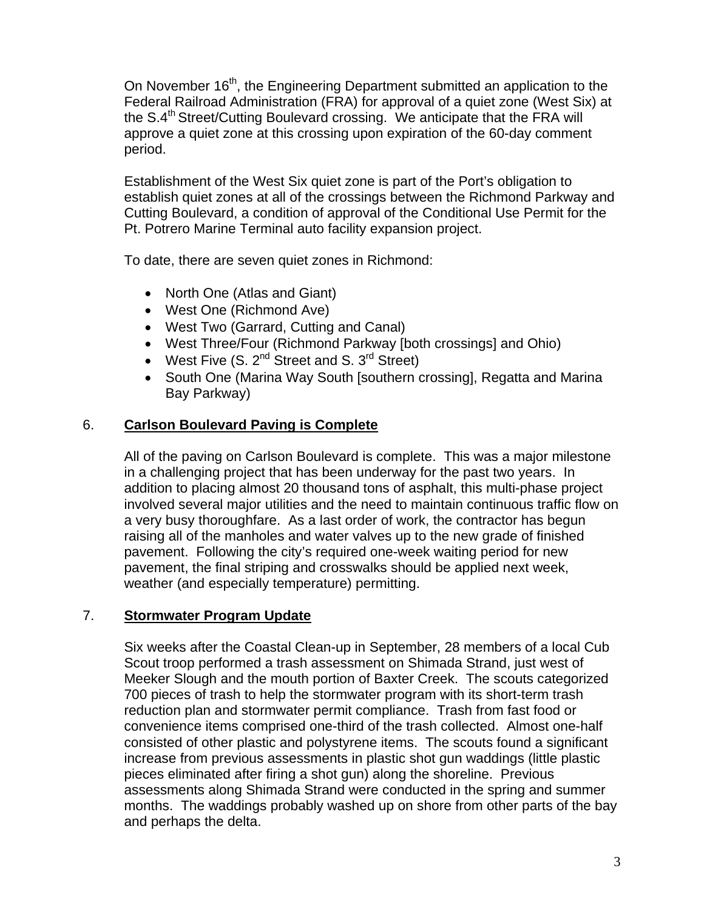On November 16th, the Engineering Department submitted an application to the Federal Railroad Administration (FRA) for approval of a quiet zone (West Six) at the S.4th Street/Cutting Boulevard crossing. We anticipate that the FRA will approve a quiet zone at this crossing upon expiration of the 60-day comment period.

Establishment of the West Six quiet zone is part of the Port's obligation to establish quiet zones at all of the crossings between the Richmond Parkway and Cutting Boulevard, a condition of approval of the Conditional Use Permit for the Pt. Potrero Marine Terminal auto facility expansion project.

To date, there are seven quiet zones in Richmond:

- North One (Atlas and Giant)
- West One (Richmond Ave)
- West Two (Garrard, Cutting and Canal)
- West Three/Four (Richmond Parkway [both crossings] and Ohio)
- West Five (S. 2nd Street and S. 3rd Street)
- South One (Marina Way South [southern crossing], Regatta and Marina Bay Parkway)

## 6. Carlson Boulevard Paving is Complete

All of the paving on Carlson Boulevard is complete. This was a major milestone in a challenging project that has been underway for the past two years. In addition to placing almost 20 thousand tons of asphalt, this multi-phase project involved several major utilities and the need to maintain continuous traffic flow on a very busy thoroughfare. As a last order of work, the contractor has begun raising all of the manholes and water valves up to the new grade of finished pavement. Following the city's required one-week waiting period for new pavement, the final striping and crosswalks should be applied next week, weather (and especially temperature) permitting.

## 7. Stormwater Program Update

Six weeks after the Coastal Clean-up in September, 28 members of a local Cub Scout troop performed a trash assessment on Shimada Strand, just west of Meeker Slough and the mouth portion of Baxter Creek. The scouts categorized 700 pieces of trash to help the stormwater program with its short-term trash reduction plan and stormwater permit compliance. Trash from fast food or convenience items comprised one-third of the trash collected. Almost one-half consisted of other plastic and polystyrene items. The scouts found a significant increase from previous assessments in plastic shot gun waddings (little plastic pieces eliminated after firing a shot gun) along the shoreline. Previous assessments along Shimada Strand were conducted in the spring and summer months. The waddings probably washed up on shore from other parts of the bay and perhaps the delta.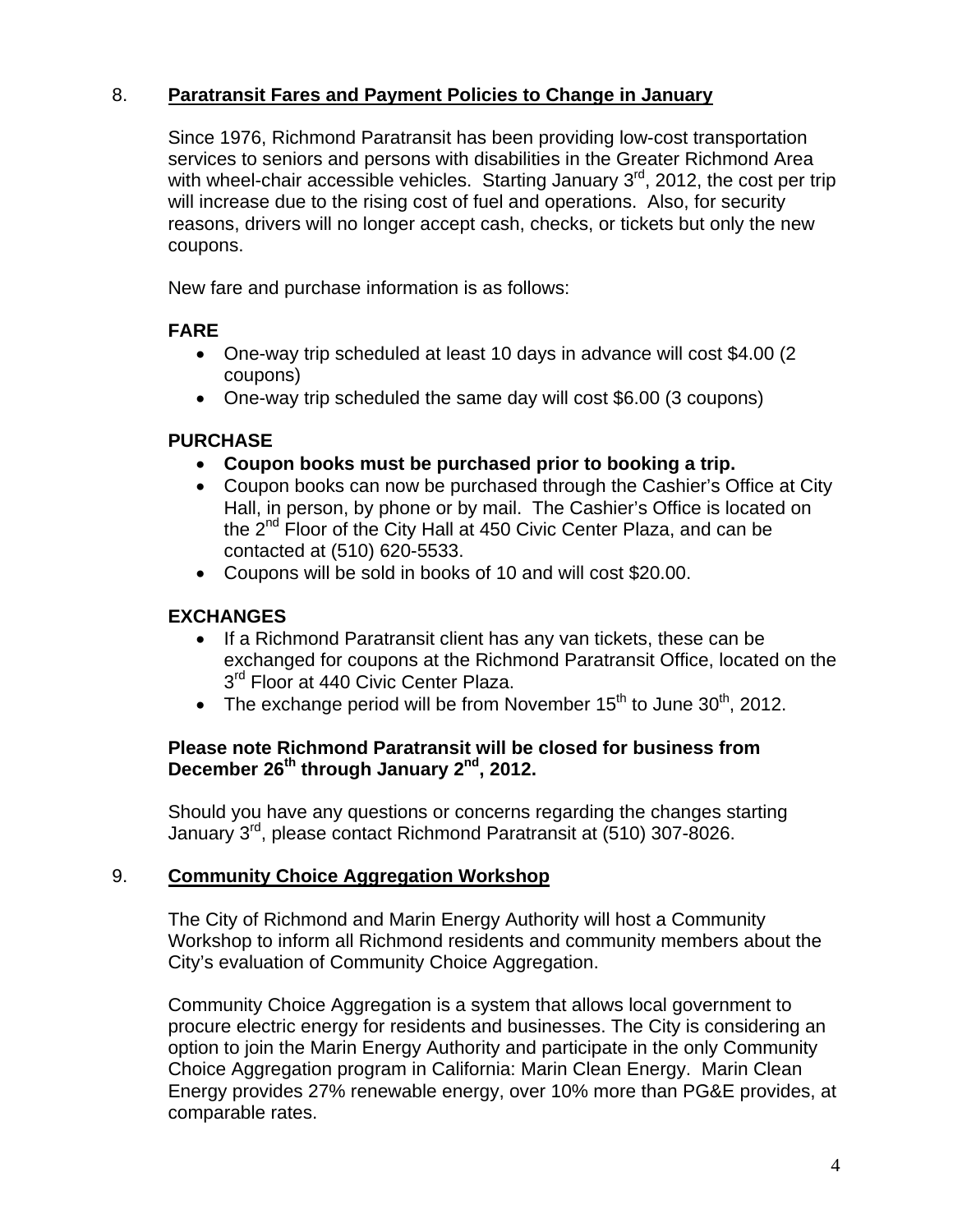8. **<u>Paratransit Fares and Payment Policies to Change in January</u>**

Since 1976, Richmond Paratransit has been providing low-cost transportation services to seniors and persons with disabilities in the Greater Richmond Area with wheel-chair accessible vehicles. Starting January 3rd, 2012, the cost per trip will increase due to the rising cost of fuel and operations. Also, for security reasons, drivers will no longer accept cash, checks, or tickets but only the new coupons.

New fare and purchase information is as follows:

**FARE**

- One-way trip scheduled at least 10 days in advance will cost $4.00 (2 coupons)
- One-way trip scheduled the same day will cost $6.00 (3 coupons)

**PURCHASE**

- **Coupon books must be purchased prior to booking a trip.**
- Coupon books can now be purchased through the Cashier's Office at City Hall, in person, by phone or by mail. The Cashier's Office is located on the 2nd Floor of the City Hall at 450 Civic Center Plaza, and can be contacted at (510) 620-5533.
- Coupons will be sold in books of 10 and will cost $20.00.

**EXCHANGES**

- If a Richmond Paratransit client has any van tickets, these can be exchanged for coupons at the Richmond Paratransit Office, located on the 3rd Floor at 440 Civic Center Plaza.
- The exchange period will be from November 15th to June 30th, 2012.

**Please note Richmond Paratransit will be closed for business from December 26th through January 2nd, 2012.**

Should you have any questions or concerns regarding the changes starting January 3rd, please contact Richmond Paratransit at (510) 307-8026.

9. **<u>Community Choice Aggregation Workshop</u>**

The City of Richmond and Marin Energy Authority will host a Community Workshop to inform all Richmond residents and community members about the City's evaluation of Community Choice Aggregation.

Community Choice Aggregation is a system that allows local government to procure electric energy for residents and businesses. The City is considering an option to join the Marin Energy Authority and participate in the only Community Choice Aggregation program in California: Marin Clean Energy. Marin Clean Energy provides 27% renewable energy, over 10% more than PG&E provides, at comparable rates.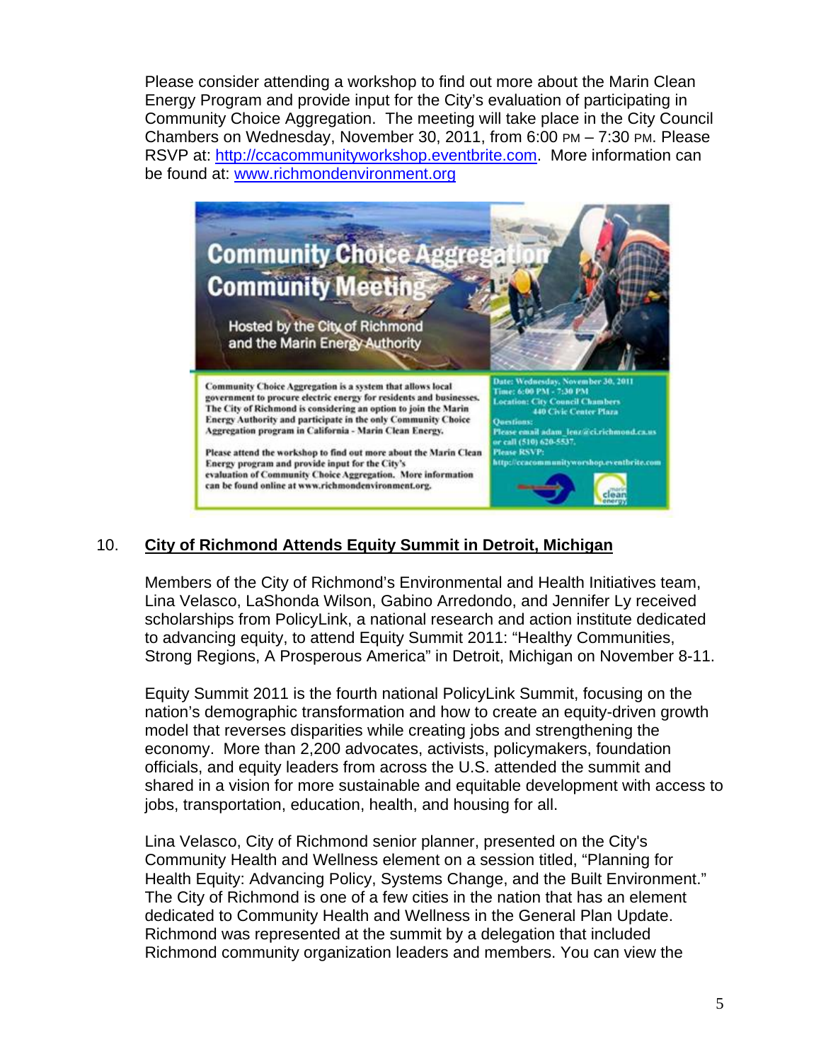Please consider attending a workshop to find out more about the Marin Clean Energy Program and provide input for the City's evaluation of participating in Community Choice Aggregation. The meeting will take place in the City Council Chambers on Wednesday, November 30, 2011, from 6:00 PM – 7:30 PM. Please RSVP at: http://ccacommunityworkshop.eventbrite.com. More information can be found at: www.richmondenvironment.org

**Community Choice Aggregation Community Meeting**

Hosted by the City of Richmond and the Marin Energy Authority

Community Choice Aggregation is a system that allows local government to procure electric energy for residents and businesses. The City of Richmond is considering an option to join the Marin Energy Authority and participate in the only Community Choice Aggregation program in California - Marin Clean Energy.

Please attend the workshop to find out more about the Marin Clean Energy program and provide input for the City's evaluation of Community Choice Aggregation. More information can be found online at www.richmondenvironment.org.

Date: Wednesday, November 30, 2011
Time: 6:00 PM - 7:30 PM
Location: City Council Chambers
440 Civic Center Plaza
Questions:
Please email adam_lenz@ci.richmond.ca.us or call (510) 620-5537.
Please RSVP:
http://ccacommunityworshop.eventbrite.com

## 10. City of Richmond Attends Equity Summit in Detroit, Michigan

Members of the City of Richmond's Environmental and Health Initiatives team, Lina Velasco, LaShonda Wilson, Gabino Arredondo, and Jennifer Ly received scholarships from PolicyLink, a national research and action institute dedicated to advancing equity, to attend Equity Summit 2011: "Healthy Communities, Strong Regions, A Prosperous America" in Detroit, Michigan on November 8-11.

Equity Summit 2011 is the fourth national PolicyLink Summit, focusing on the nation's demographic transformation and how to create an equity-driven growth model that reverses disparities while creating jobs and strengthening the economy. More than 2,200 advocates, activists, policymakers, foundation officials, and equity leaders from across the U.S. attended the summit and shared in a vision for more sustainable and equitable development with access to jobs, transportation, education, health, and housing for all.

Lina Velasco, City of Richmond senior planner, presented on the City's Community Health and Wellness element on a session titled, "Planning for Health Equity: Advancing Policy, Systems Change, and the Built Environment." The City of Richmond is one of a few cities in the nation that has an element dedicated to Community Health and Wellness in the General Plan Update. Richmond was represented at the summit by a delegation that included Richmond community organization leaders and members. You can view the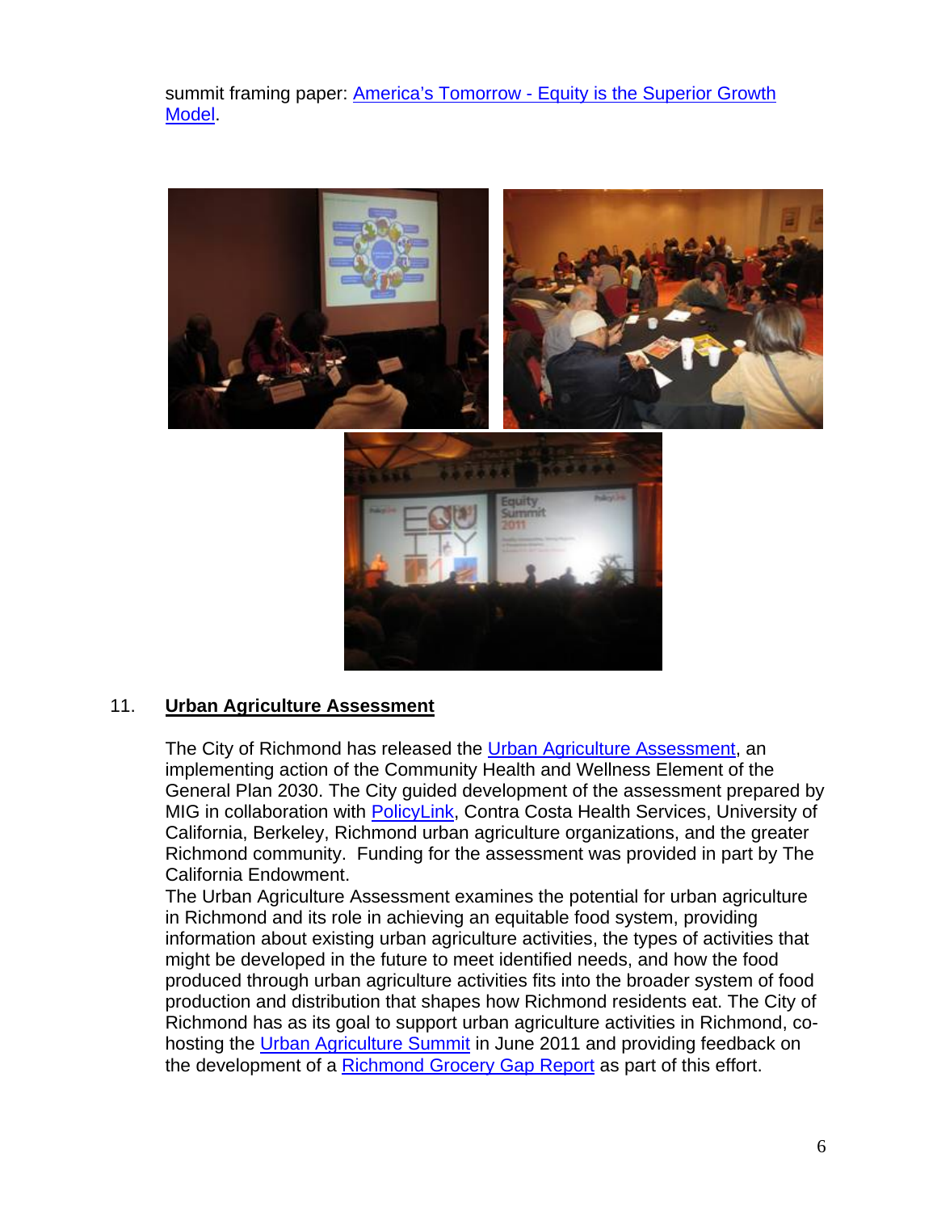summit framing paper: America's Tomorrow - Equity is the Superior Growth Model.

11. **Urban Agriculture Assessment**

The City of Richmond has released the Urban Agriculture Assessment, an implementing action of the Community Health and Wellness Element of the General Plan 2030. The City guided development of the assessment prepared by MIG in collaboration with PolicyLink, Contra Costa Health Services, University of California, Berkeley, Richmond urban agriculture organizations, and the greater Richmond community. Funding for the assessment was provided in part by The California Endowment.

The Urban Agriculture Assessment examines the potential for urban agriculture in Richmond and its role in achieving an equitable food system, providing information about existing urban agriculture activities, the types of activities that might be developed in the future to meet identified needs, and how the food produced through urban agriculture activities fits into the broader system of food production and distribution that shapes how Richmond residents eat. The City of Richmond has as its goal to support urban agriculture activities in Richmond, co-hosting the Urban Agriculture Summit in June 2011 and providing feedback on the development of a Richmond Grocery Gap Report as part of this effort.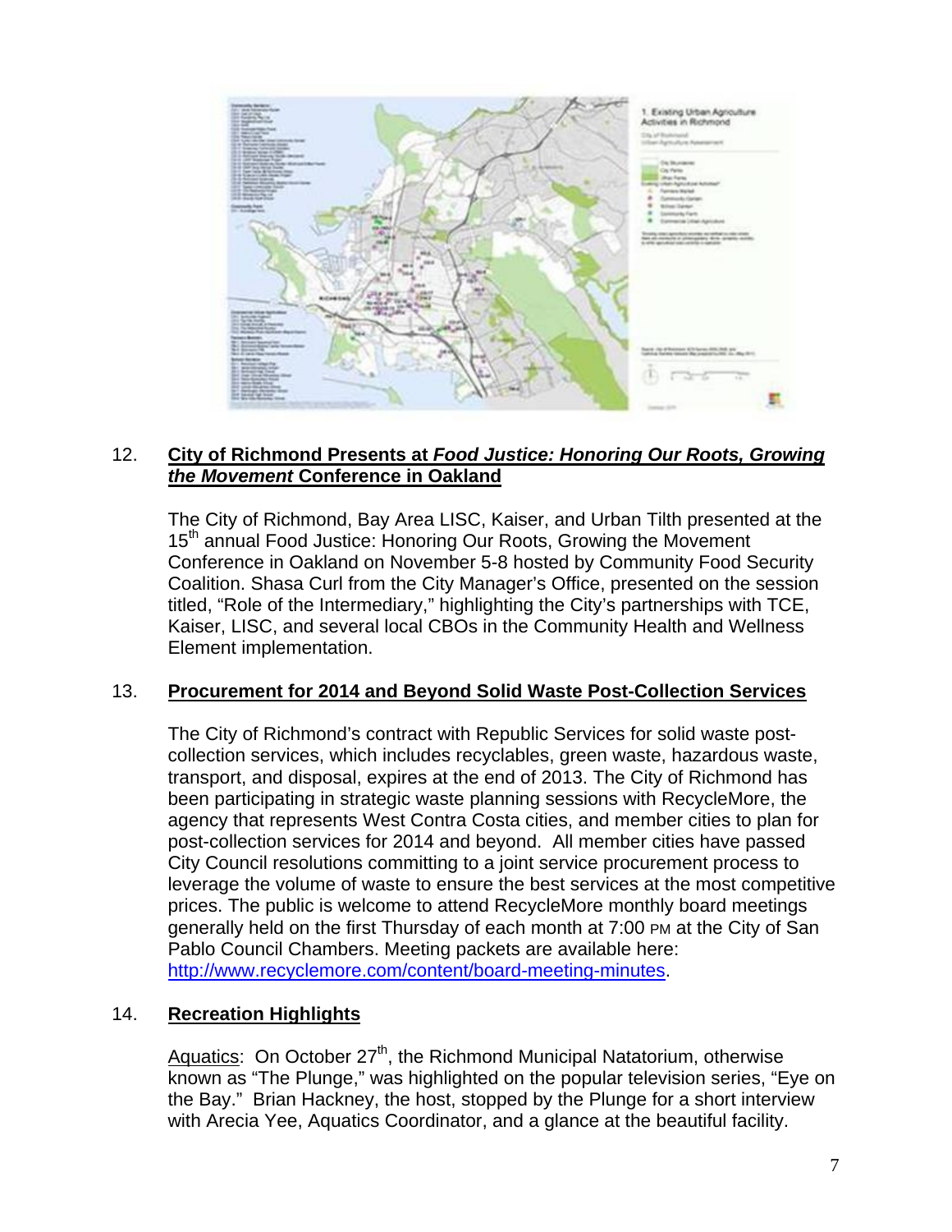12. **City of Richmond Presents at *Food Justice: Honoring Our Roots, Growing the Movement* Conference in Oakland**

The City of Richmond, Bay Area LISC, Kaiser, and Urban Tilth presented at the 15th annual Food Justice: Honoring Our Roots, Growing the Movement Conference in Oakland on November 5-8 hosted by Community Food Security Coalition. Shasa Curl from the City Manager's Office, presented on the session titled, "Role of the Intermediary," highlighting the City's partnerships with TCE, Kaiser, LISC, and several local CBOs in the Community Health and Wellness Element implementation.

13. **Procurement for 2014 and Beyond Solid Waste Post-Collection Services**

The City of Richmond's contract with Republic Services for solid waste post-collection services, which includes recyclables, green waste, hazardous waste, transport, and disposal, expires at the end of 2013. The City of Richmond has been participating in strategic waste planning sessions with RecycleMore, the agency that represents West Contra Costa cities, and member cities to plan for post-collection services for 2014 and beyond. All member cities have passed City Council resolutions committing to a joint service procurement process to leverage the volume of waste to ensure the best services at the most competitive prices. The public is welcome to attend RecycleMore monthly board meetings generally held on the first Thursday of each month at 7:00 PM at the City of San Pablo Council Chambers. Meeting packets are available here: http://www.recyclemore.com/content/board-meeting-minutes.

14. **Recreation Highlights**

Aquatics: On October 27th, the Richmond Municipal Natatorium, otherwise known as "The Plunge," was highlighted on the popular television series, "Eye on the Bay." Brian Hackney, the host, stopped by the Plunge for a short interview with Arecia Yee, Aquatics Coordinator, and a glance at the beautiful facility.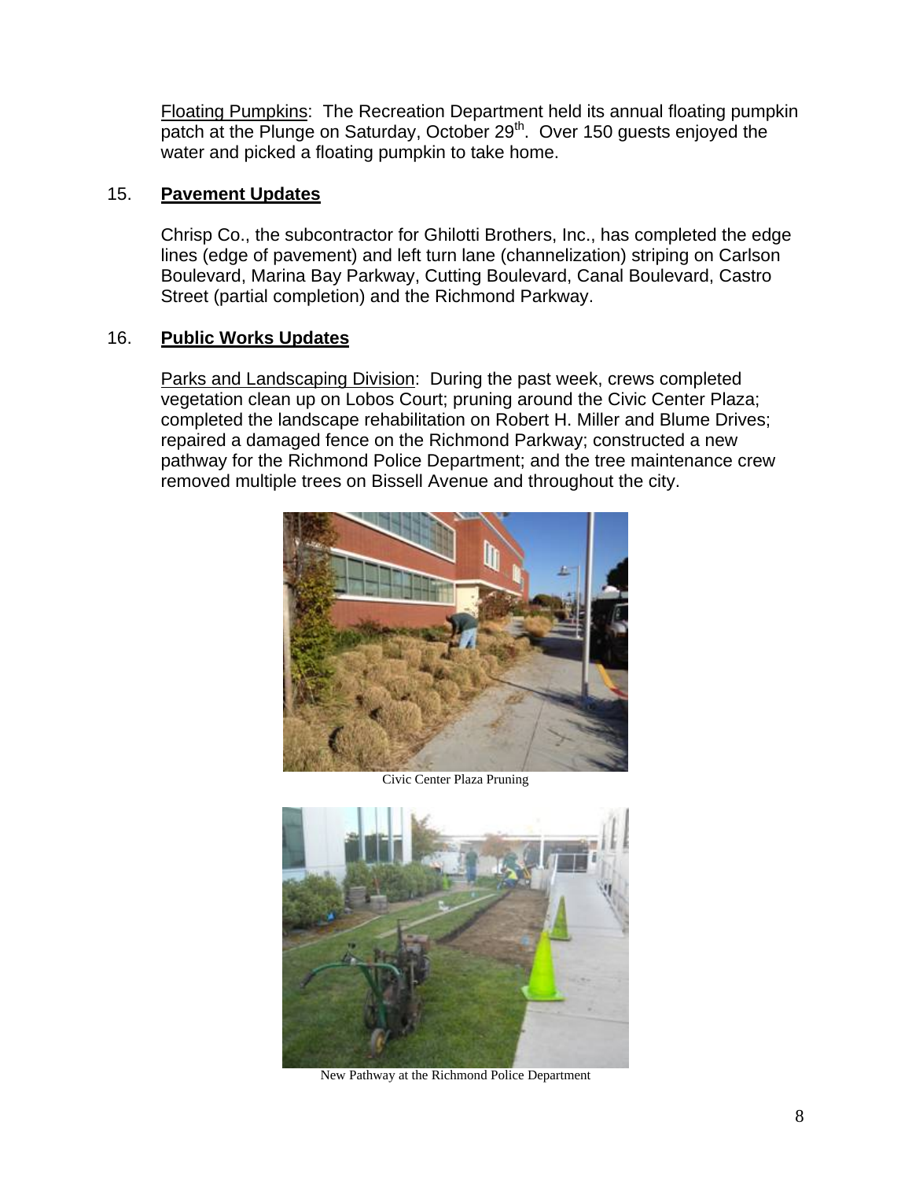Floating Pumpkins: The Recreation Department held its annual floating pumpkin patch at the Plunge on Saturday, October 29th. Over 150 guests enjoyed the water and picked a floating pumpkin to take home.

## 15. **Pavement Updates**

Chrisp Co., the subcontractor for Ghilotti Brothers, Inc., has completed the edge lines (edge of pavement) and left turn lane (channelization) striping on Carlson Boulevard, Marina Bay Parkway, Cutting Boulevard, Canal Boulevard, Castro Street (partial completion) and the Richmond Parkway.

## 16. **Public Works Updates**

Parks and Landscaping Division: During the past week, crews completed vegetation clean up on Lobos Court; pruning around the Civic Center Plaza; completed the landscape rehabilitation on Robert H. Miller and Blume Drives; repaired a damaged fence on the Richmond Parkway; constructed a new pathway for the Richmond Police Department; and the tree maintenance crew removed multiple trees on Bissell Avenue and throughout the city.

Civic Center Plaza Pruning

New Pathway at the Richmond Police Department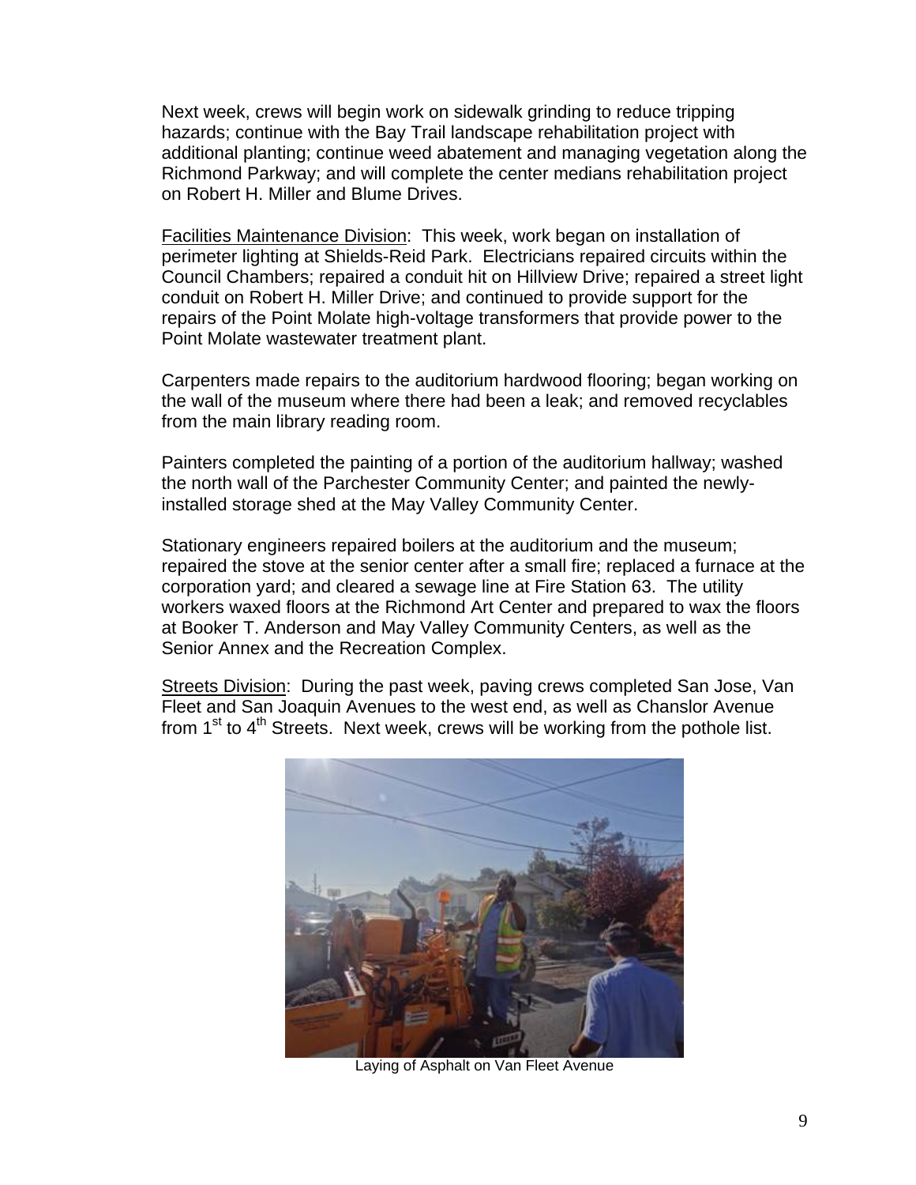Next week, crews will begin work on sidewalk grinding to reduce tripping hazards; continue with the Bay Trail landscape rehabilitation project with additional planting; continue weed abatement and managing vegetation along the Richmond Parkway; and will complete the center medians rehabilitation project on Robert H. Miller and Blume Drives.

Facilities Maintenance Division: This week, work began on installation of perimeter lighting at Shields-Reid Park. Electricians repaired circuits within the Council Chambers; repaired a conduit hit on Hillview Drive; repaired a street light conduit on Robert H. Miller Drive; and continued to provide support for the repairs of the Point Molate high-voltage transformers that provide power to the Point Molate wastewater treatment plant.

Carpenters made repairs to the auditorium hardwood flooring; began working on the wall of the museum where there had been a leak; and removed recyclables from the main library reading room.

Painters completed the painting of a portion of the auditorium hallway; washed the north wall of the Parchester Community Center; and painted the newly-installed storage shed at the May Valley Community Center.

Stationary engineers repaired boilers at the auditorium and the museum; repaired the stove at the senior center after a small fire; replaced a furnace at the corporation yard; and cleared a sewage line at Fire Station 63. The utility workers waxed floors at the Richmond Art Center and prepared to wax the floors at Booker T. Anderson and May Valley Community Centers, as well as the Senior Annex and the Recreation Complex.

Streets Division: During the past week, paving crews completed San Jose, Van Fleet and San Joaquin Avenues to the west end, as well as Chanslor Avenue from 1st to 4th Streets. Next week, crews will be working from the pothole list.

Laying of Asphalt on Van Fleet Avenue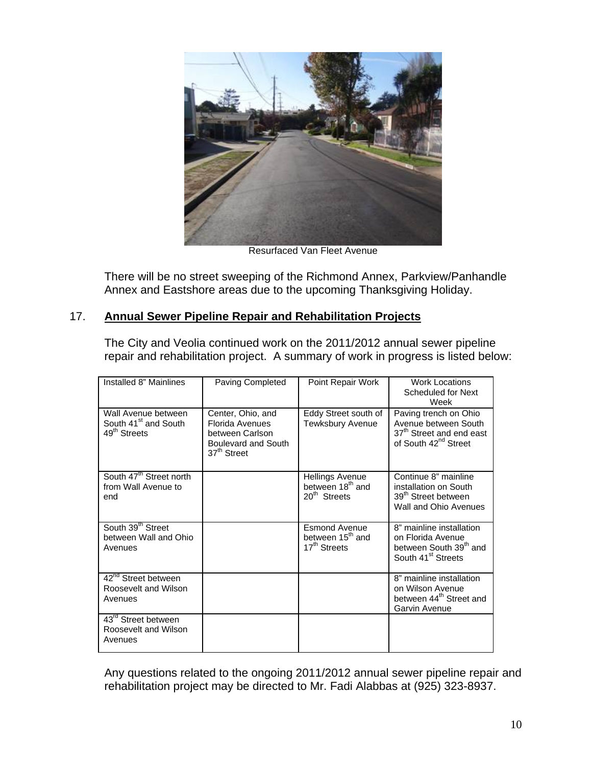Resurfaced Van Fleet Avenue

There will be no street sweeping of the Richmond Annex, Parkview/Panhandle Annex and Eastshore areas due to the upcoming Thanksgiving Holiday.

17. **Annual Sewer Pipeline Repair and Rehabilitation Projects**

The City and Veolia continued work on the 2011/2012 annual sewer pipeline repair and rehabilitation project. A summary of work in progress is listed below:

| Installed 8" Mainlines | Paving Completed | Point Repair Work | Work Locations Scheduled for Next Week |
|---|---|---|---|
| Wall Avenue between South 41st and South 49th Streets | Center, Ohio, and Florida Avenues between Carlson Boulevard and South 37th Street | Eddy Street south of Tewksbury Avenue | Paving trench on Ohio Avenue between South 37th Street and end east of South 42nd Street |
| South 47th Street north from Wall Avenue to end | | Hellings Avenue between 18th and 20th Streets | Continue 8" mainline installation on South 39th Street between Wall and Ohio Avenues |
| South 39th Street between Wall and Ohio Avenues | | Esmond Avenue between 15th and 17th Streets | 8" mainline installation on Florida Avenue between South 39th and South 41st Streets |
| 42nd Street between Roosevelt and Wilson Avenues | | | 8" mainline installation on Wilson Avenue between 44th Street and Garvin Avenue |
| 43rd Street between Roosevelt and Wilson Avenues | | | |

Any questions related to the ongoing 2011/2012 annual sewer pipeline repair and rehabilitation project may be directed to Mr. Fadi Alabbas at (925) 323-8937.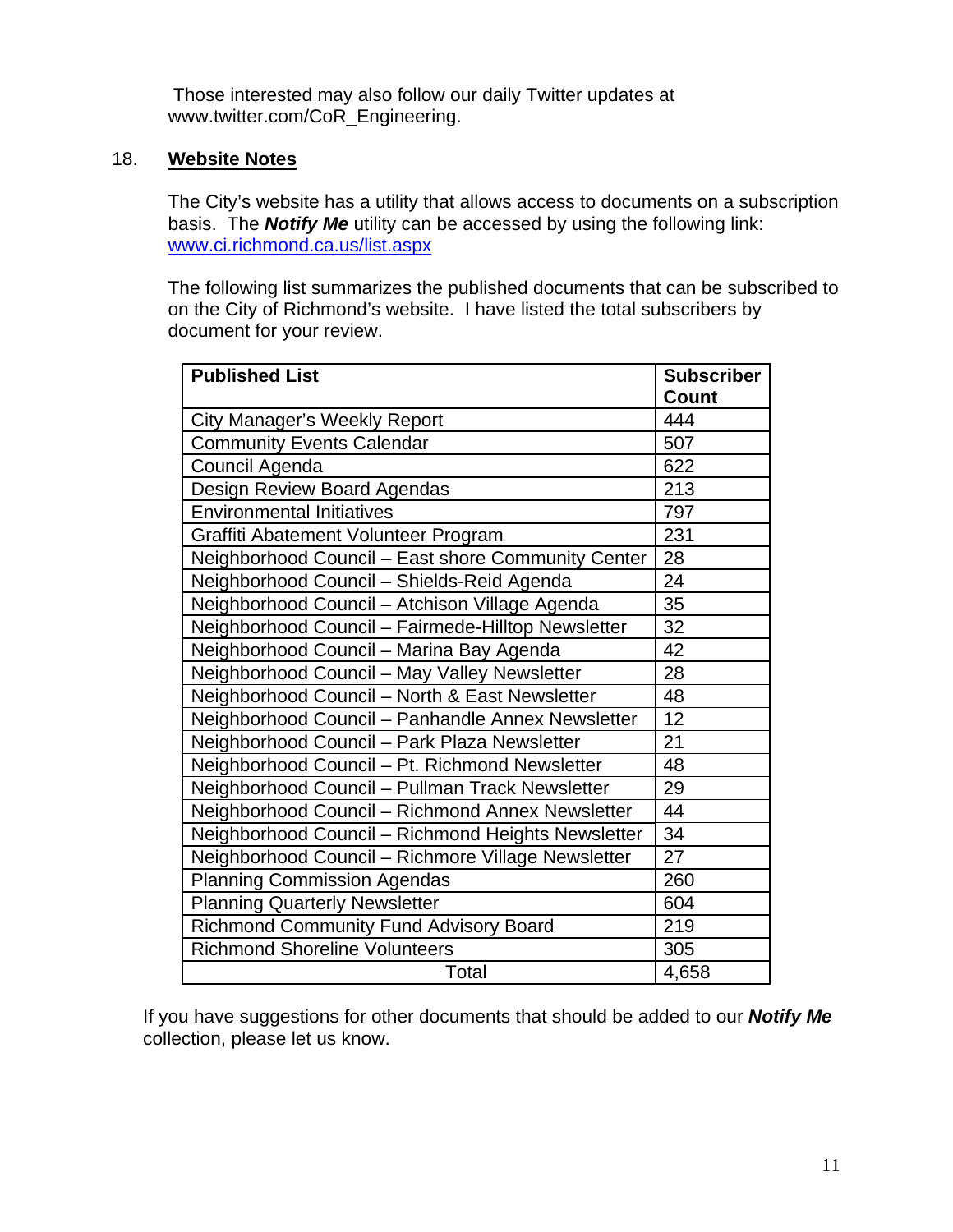Those interested may also follow our daily Twitter updates at www.twitter.com/CoR_Engineering.

18. **Website Notes**

The City's website has a utility that allows access to documents on a subscription basis. The ***Notify Me*** utility can be accessed by using the following link: www.ci.richmond.ca.us/list.aspx

The following list summarizes the published documents that can be subscribed to on the City of Richmond's website. I have listed the total subscribers by document for your review.

| Published List | Subscriber Count |
|---|---|
| City Manager's Weekly Report | 444 |
| Community Events Calendar | 507 |
| Council Agenda | 622 |
| Design Review Board Agendas | 213 |
| Environmental Initiatives | 797 |
| Graffiti Abatement Volunteer Program | 231 |
| Neighborhood Council – East shore Community Center | 28 |
| Neighborhood Council – Shields-Reid Agenda | 24 |
| Neighborhood Council – Atchison Village Agenda | 35 |
| Neighborhood Council – Fairmede-Hilltop Newsletter | 32 |
| Neighborhood Council – Marina Bay Agenda | 42 |
| Neighborhood Council – May Valley Newsletter | 28 |
| Neighborhood Council – North & East Newsletter | 48 |
| Neighborhood Council – Panhandle Annex Newsletter | 12 |
| Neighborhood Council – Park Plaza Newsletter | 21 |
| Neighborhood Council – Pt. Richmond Newsletter | 48 |
| Neighborhood Council – Pullman Track Newsletter | 29 |
| Neighborhood Council – Richmond Annex Newsletter | 44 |
| Neighborhood Council – Richmond Heights Newsletter | 34 |
| Neighborhood Council – Richmore Village Newsletter | 27 |
| Planning Commission Agendas | 260 |
| Planning Quarterly Newsletter | 604 |
| Richmond Community Fund Advisory Board | 219 |
| Richmond Shoreline Volunteers | 305 |
| Total | 4,658 |

If you have suggestions for other documents that should be added to our ***Notify Me*** collection, please let us know.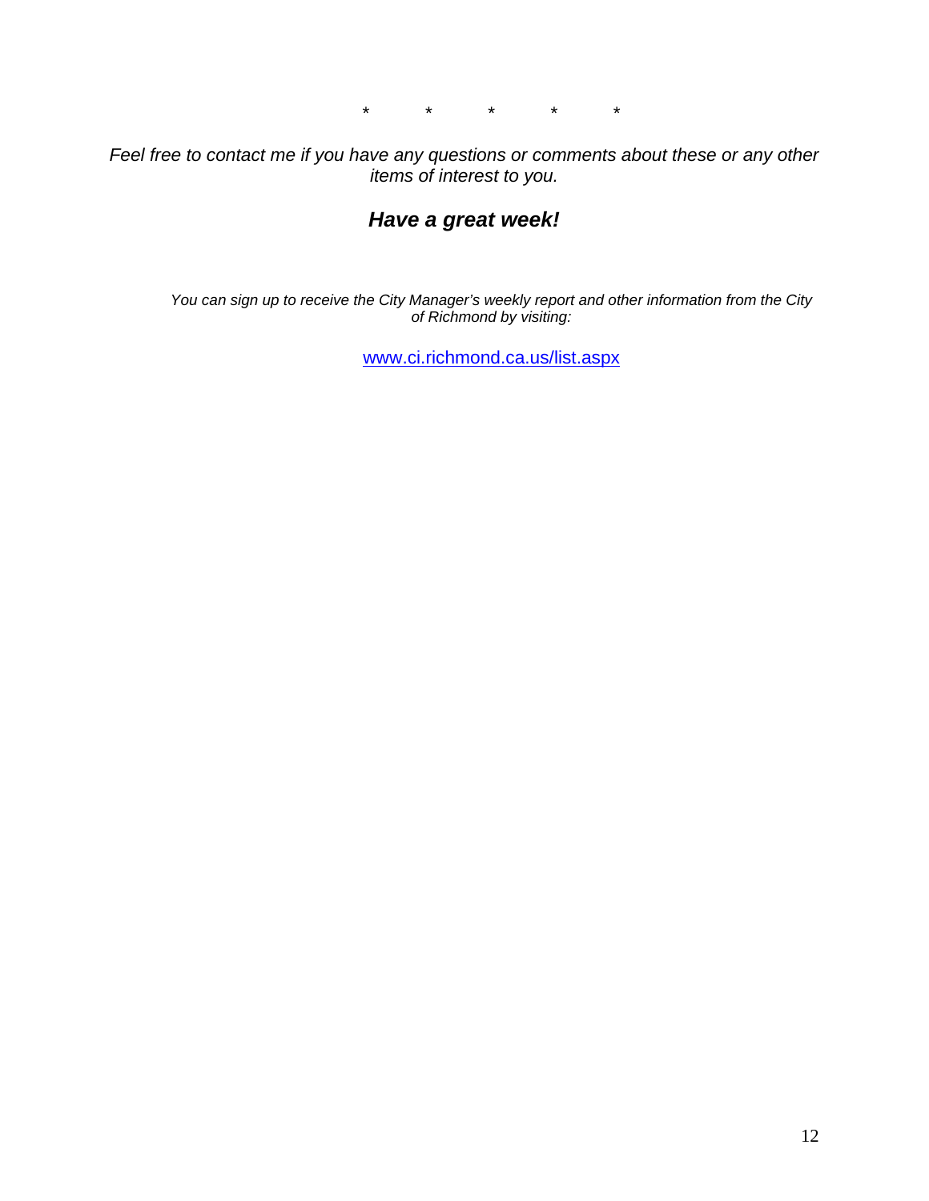\*          \*          \*          \*          \*

*Feel free to contact me if you have any questions or comments about these or any other items of interest to you.*

***Have a great week!***

*You can sign up to receive the City Manager's weekly report and other information from the City of Richmond by visiting:*

[www.ci.richmond.ca.us/list.aspx](http://www.ci.richmond.ca.us/list.aspx)